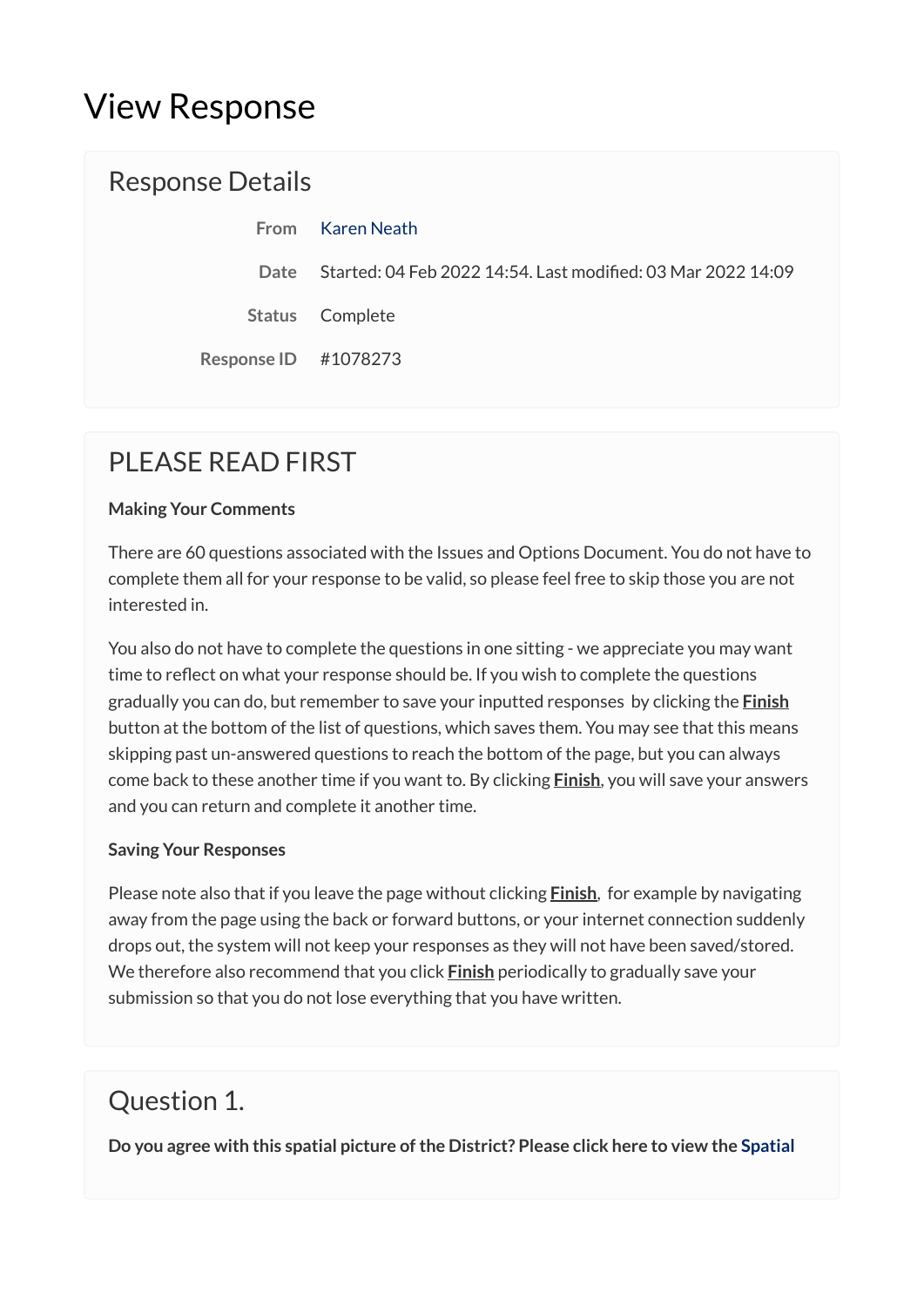# View Response

## Response Details

| | |
|---|---|
| **From** | Karen Neath |
| **Date** | Started: 04 Feb 2022 14:54. Last modified: 03 Mar 2022 14:09 |
| **Status** | Complete |
| **Response ID** | #1078273 |

## PLEASE READ FIRST

**Making Your Comments**

There are 60 questions associated with the Issues and Options Document. You do not have to complete them all for your response to be valid, so please feel free to skip those you are not interested in.

You also do not have to complete the questions in one sitting - we appreciate you may want time to reflect on what your response should be. If you wish to complete the questions gradually you can do, but remember to save your inputted responses by clicking the **Finish** button at the bottom of the list of questions, which saves them. You may see that this means skipping past un-answered questions to reach the bottom of the page, but you can always come back to these another time if you want to. By clicking **Finish**, you will save your answers and you can return and complete it another time.

**Saving Your Responses**

Please note also that if you leave the page without clicking **Finish**, for example by navigating away from the page using the back or forward buttons, or your internet connection suddenly drops out, the system will not keep your responses as they will not have been saved/stored. We therefore also recommend that you click **Finish** periodically to gradually save your submission so that you do not lose everything that you have written.

## Question 1.

**Do you agree with this spatial picture of the District? Please click here to view the Spatial**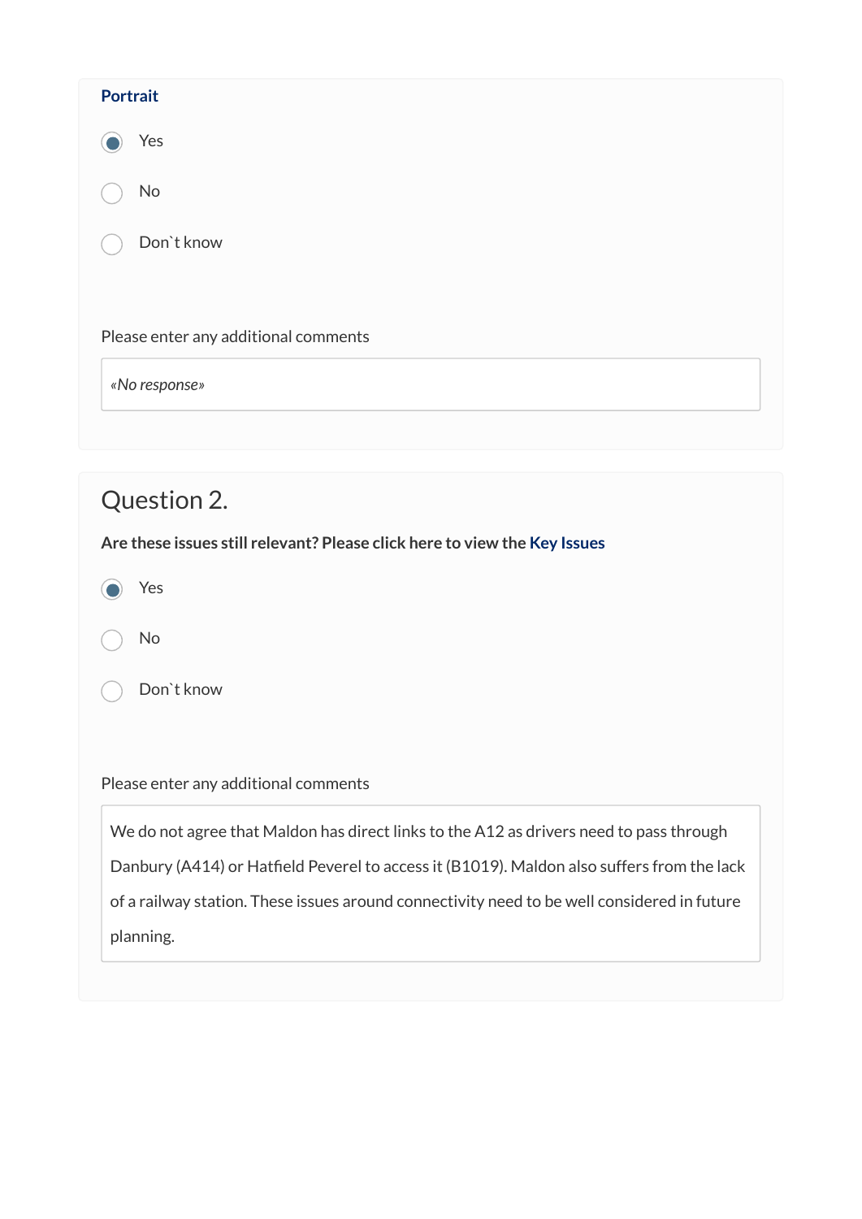**Portrait**

- (x) Yes
- ( ) No
- ( ) Don`t know

Please enter any additional comments

*«No response»*

## Question 2.

**Are these issues still relevant? Please click here to view the Key Issues**

- (x) Yes
- ( ) No
- ( ) Don`t know

Please enter any additional comments

We do not agree that Maldon has direct links to the A12 as drivers need to pass through Danbury (A414) or Hatfield Peverel to access it (B1019). Maldon also suffers from the lack of a railway station. These issues around connectivity need to be well considered in future planning.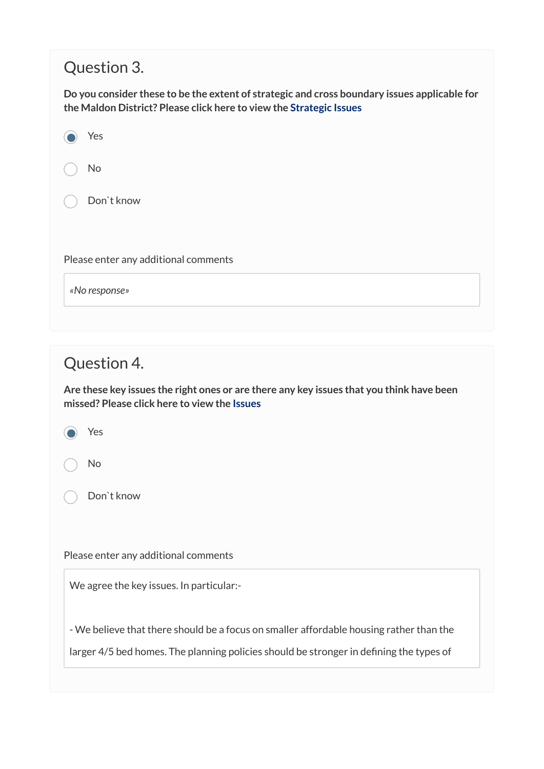## Question 3.

**Do you consider these to be the extent of strategic and cross boundary issues applicable for the Maldon District? Please click here to view the Strategic Issues**

- (•) Yes
- ( ) No
- ( ) Don`t know

Please enter any additional comments

*«No response»*

## Question 4.

**Are these key issues the right ones or are there any key issues that you think have been missed? Please click here to view the Issues**

- (•) Yes
- ( ) No
- ( ) Don`t know

Please enter any additional comments

We agree the key issues. In particular:-

- We believe that there should be a focus on smaller affordable housing rather than the larger 4/5 bed homes. The planning policies should be stronger in defining the types of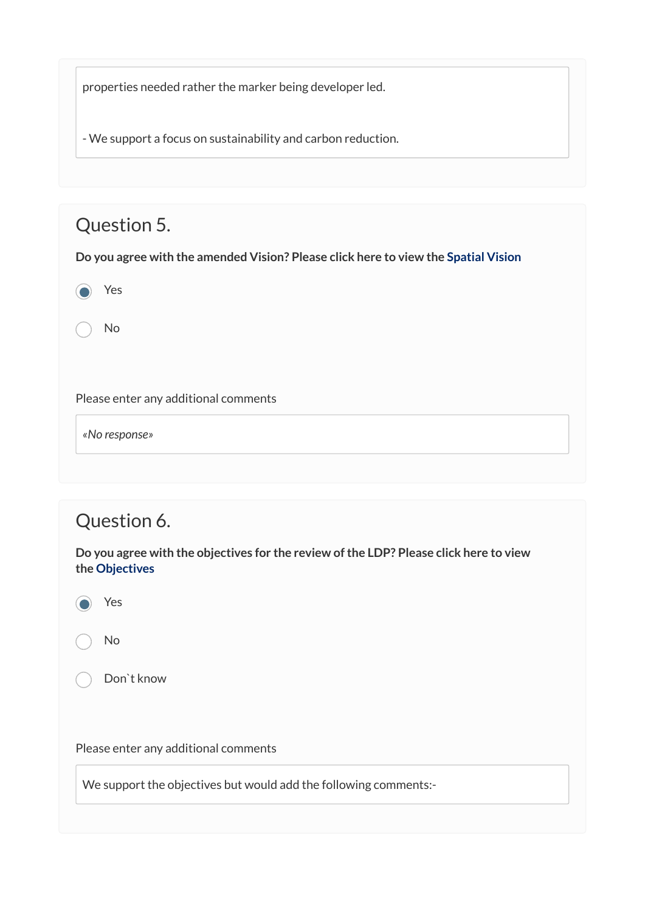properties needed rather the marker being developer led.

- We support a focus on sustainability and carbon reduction.

## Question 5.

**Do you agree with the amended Vision? Please click here to view the Spatial Vision**

- (x) Yes
- ( ) No

Please enter any additional comments

*«No response»*

## Question 6.

**Do you agree with the objectives for the review of the LDP? Please click here to view the Objectives**

- (x) Yes
- ( ) No
- ( ) Don`t know

Please enter any additional comments

We support the objectives but would add the following comments:-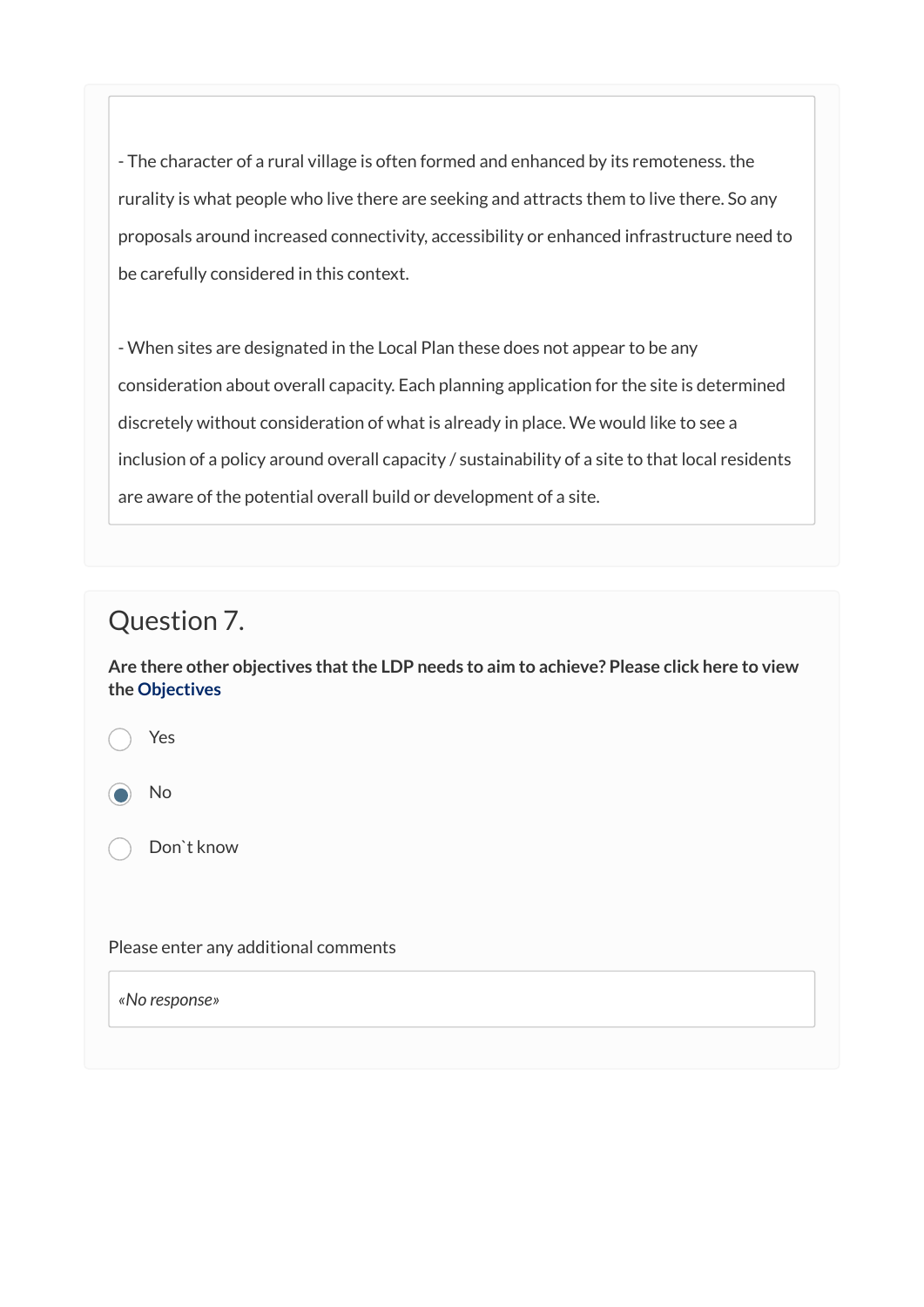- The character of a rural village is often formed and enhanced by its remoteness. the rurality is what people who live there are seeking and attracts them to live there. So any proposals around increased connectivity, accessibility or enhanced infrastructure need to be carefully considered in this context.

- When sites are designated in the Local Plan these does not appear to be any consideration about overall capacity. Each planning application for the site is determined discretely without consideration of what is already in place. We would like to see a inclusion of a policy around overall capacity / sustainability of a site to that local residents are aware of the potential overall build or development of a site.

## Question 7.

**Are there other objectives that the LDP needs to aim to achieve? Please click here to view the Objectives**

- ○ Yes
- ◉ No
- ○ Don`t know

Please enter any additional comments

*«No response»*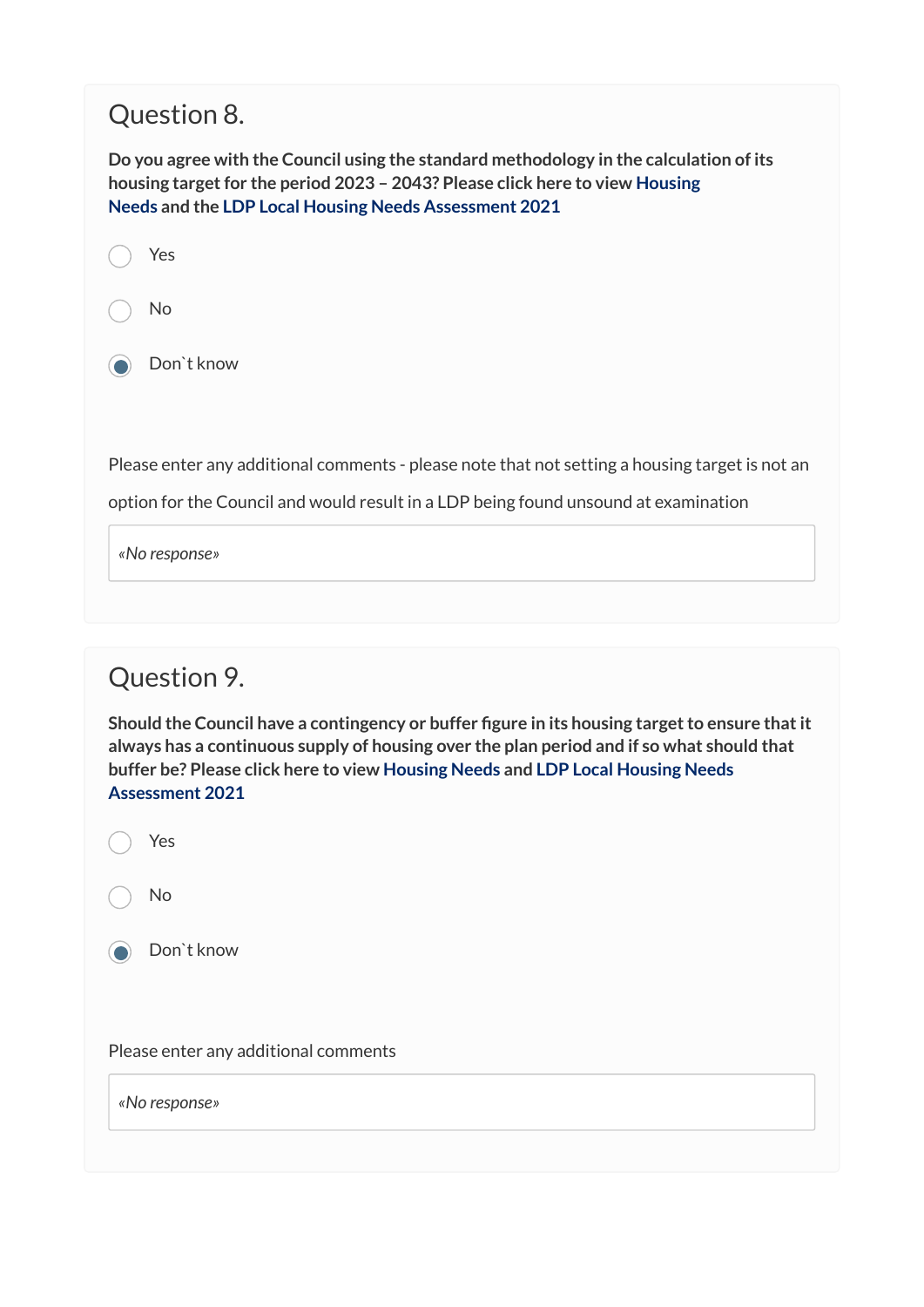## Question 8.

**Do you agree with the Council using the standard methodology in the calculation of its housing target for the period 2023 – 2043? Please click here to view Housing Needs and the LDP Local Housing Needs Assessment 2021**

- ○ Yes
- ○ No
- ◉ Don`t know

Please enter any additional comments - please note that not setting a housing target is not an option for the Council and would result in a LDP being found unsound at examination

*«No response»*

## Question 9.

**Should the Council have a contingency or buffer figure in its housing target to ensure that it always has a continuous supply of housing over the plan period and if so what should that buffer be? Please click here to view Housing Needs and LDP Local Housing Needs Assessment 2021**

- ○ Yes
- ○ No
- ◉ Don`t know

Please enter any additional comments

*«No response»*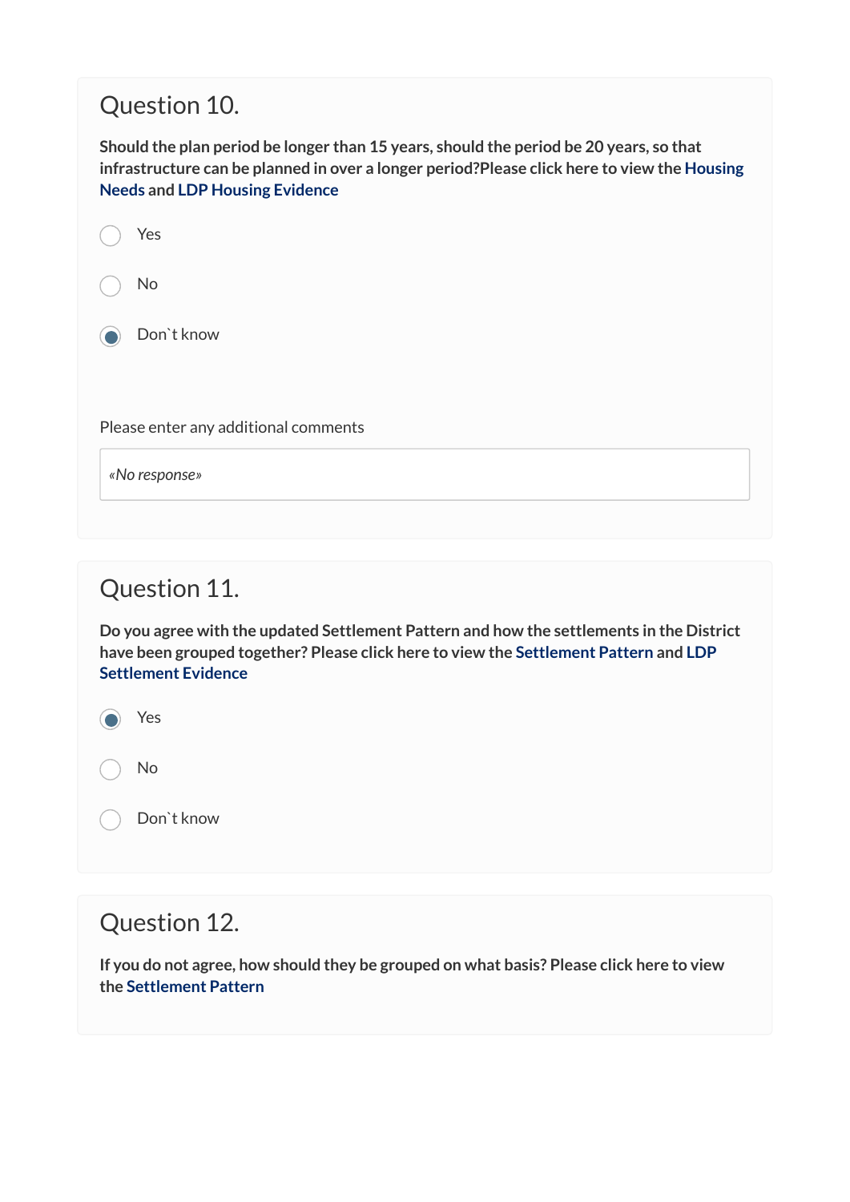## Question 10.

**Should the plan period be longer than 15 years, should the period be 20 years, so that infrastructure can be planned in over a longer period?Please click here to view the Housing Needs and LDP Housing Evidence**

- ○ Yes
- ○ No
- ● Don`t know

Please enter any additional comments

*«No response»*

## Question 11.

**Do you agree with the updated Settlement Pattern and how the settlements in the District have been grouped together? Please click here to view the Settlement Pattern and LDP Settlement Evidence**

- ● Yes
- ○ No
- ○ Don`t know

## Question 12.

**If you do not agree, how should they be grouped on what basis? Please click here to view the Settlement Pattern**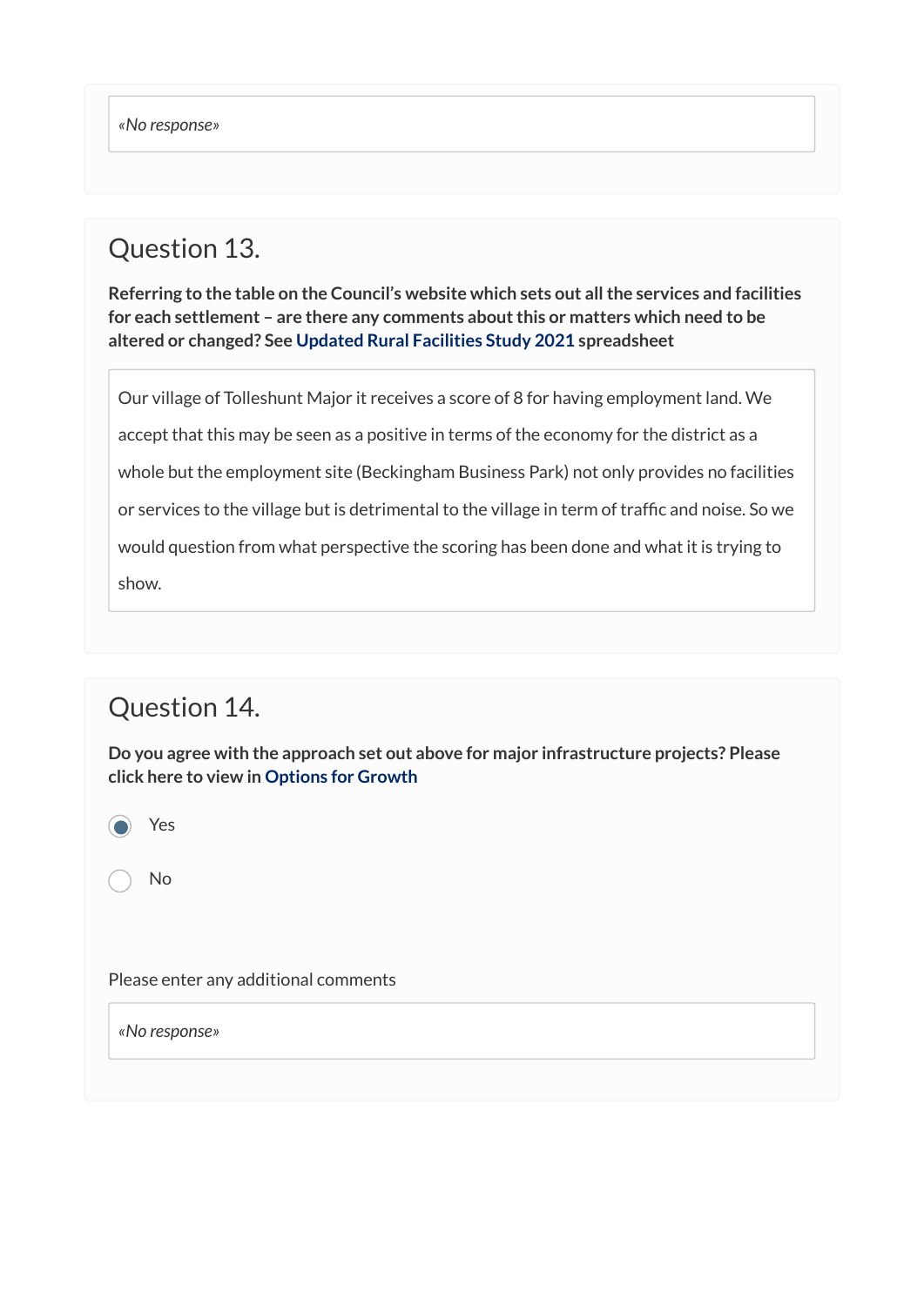*«No response»*

## Question 13.

**Referring to the table on the Council's website which sets out all the services and facilities for each settlement – are there any comments about this or matters which need to be altered or changed? See Updated Rural Facilities Study 2021 spreadsheet**

Our village of Tolleshunt Major it receives a score of 8 for having employment land. We accept that this may be seen as a positive in terms of the economy for the district as a whole but the employment site (Beckingham Business Park) not only provides no facilities or services to the village but is detrimental to the village in term of traffic and noise. So we would question from what perspective the scoring has been done and what it is trying to show.

## Question 14.

**Do you agree with the approach set out above for major infrastructure projects? Please click here to view in Options for Growth**

- (x) Yes
- ( ) No

Please enter any additional comments

*«No response»*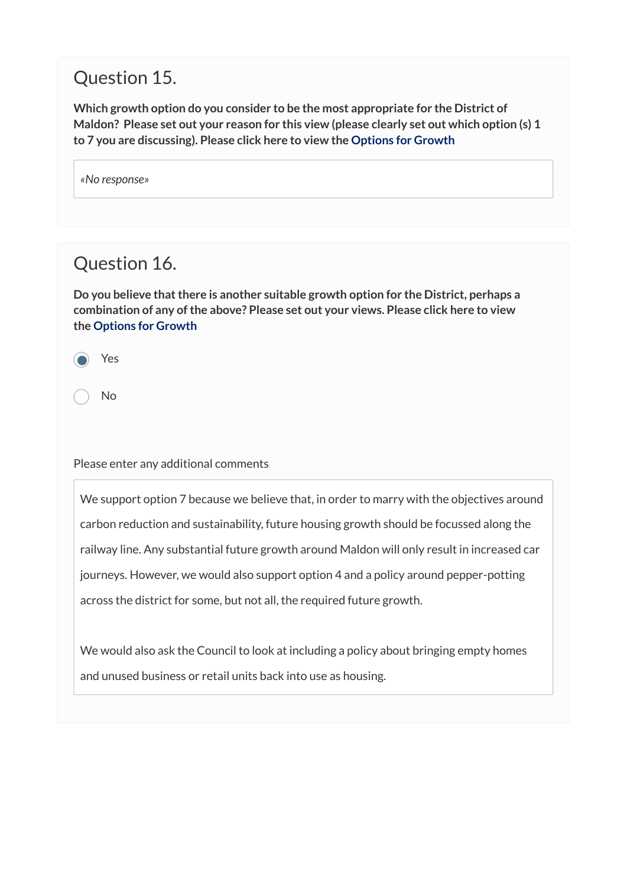## Question 15.

**Which growth option do you consider to be the most appropriate for the District of Maldon? Please set out your reason for this view (please clearly set out which option (s) 1 to 7 you are discussing). Please click here to view the Options for Growth**

*«No response»*

## Question 16.

**Do you believe that there is another suitable growth option for the District, perhaps a combination of any of the above? Please set out your views. Please click here to view the Options for Growth**

- (●) Yes
- ( ) No

Please enter any additional comments

We support option 7 because we believe that, in order to marry with the objectives around carbon reduction and sustainability, future housing growth should be focussed along the railway line. Any substantial future growth around Maldon will only result in increased car journeys. However, we would also support option 4 and a policy around pepper-potting across the district for some, but not all, the required future growth.

We would also ask the Council to look at including a policy about bringing empty homes and unused business or retail units back into use as housing.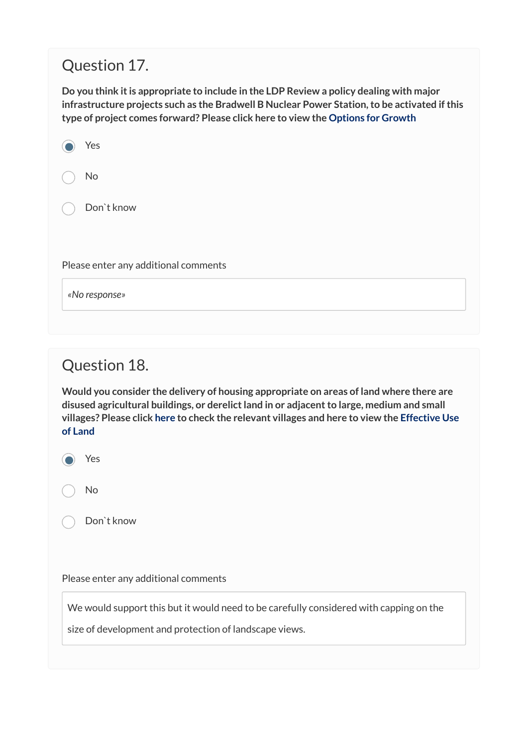## Question 17.

**Do you think it is appropriate to include in the LDP Review a policy dealing with major infrastructure projects such as the Bradwell B Nuclear Power Station, to be activated if this type of project comes forward? Please click here to view the Options for Growth**

- (x) Yes
- ( ) No
- ( ) Don`t know

Please enter any additional comments

*«No response»*

## Question 18.

**Would you consider the delivery of housing appropriate on areas of land where there are disused agricultural buildings, or derelict land in or adjacent to large, medium and small villages? Please click here to check the relevant villages and here to view the Effective Use of Land**

- (x) Yes
- ( ) No
- ( ) Don`t know

Please enter any additional comments

We would support this but it would need to be carefully considered with capping on the size of development and protection of landscape views.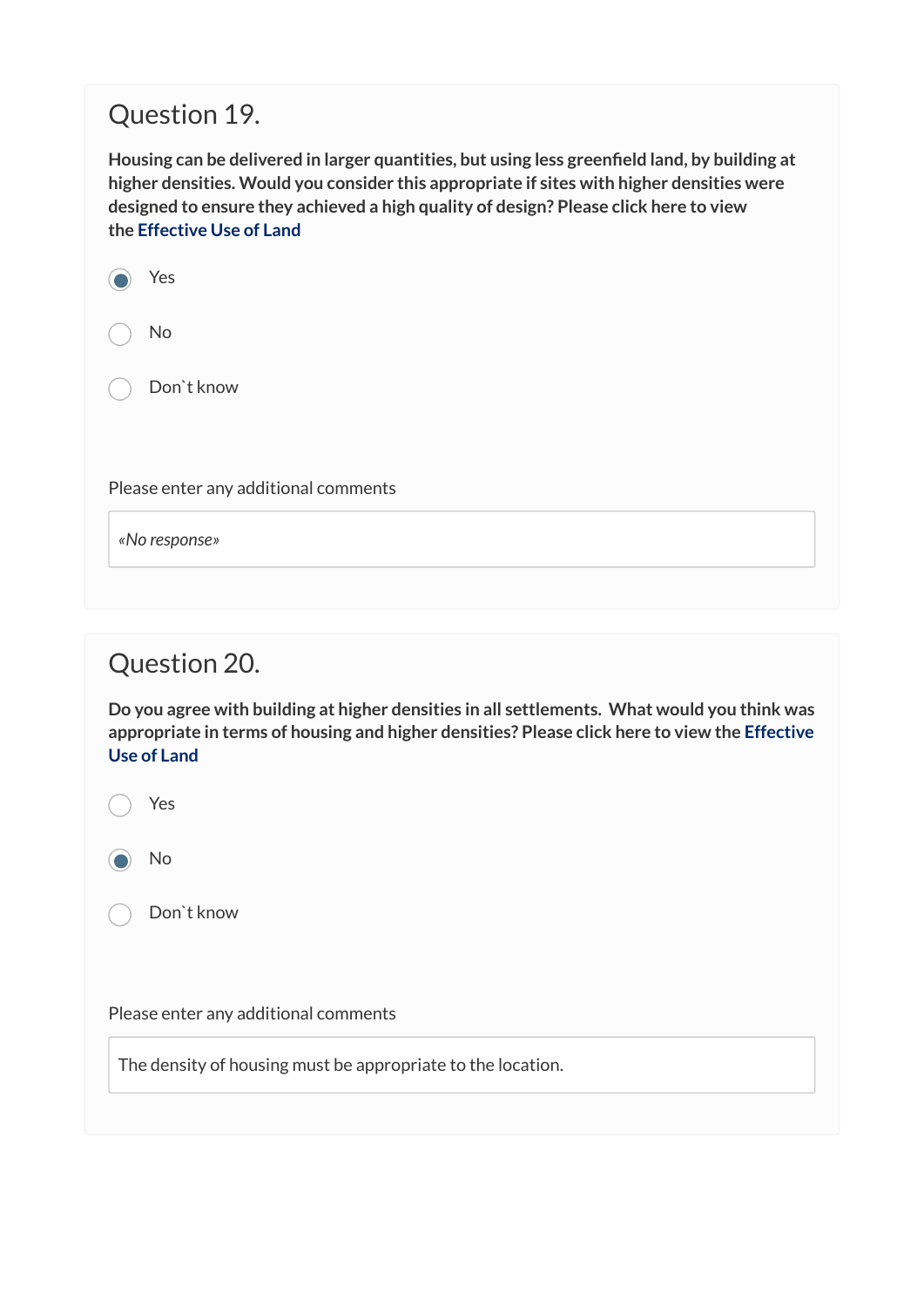## Question 19.

**Housing can be delivered in larger quantities, but using less greenfield land, by building at higher densities. Would you consider this appropriate if sites with higher densities were designed to ensure they achieved a high quality of design? Please click here to view the Effective Use of Land**

- (●) Yes
- ( ) No
- ( ) Don`t know

Please enter any additional comments

*«No response»*

## Question 20.

**Do you agree with building at higher densities in all settlements. What would you think was appropriate in terms of housing and higher densities? Please click here to view the Effective Use of Land**

- ( ) Yes
- (●) No
- ( ) Don`t know

Please enter any additional comments

The density of housing must be appropriate to the location.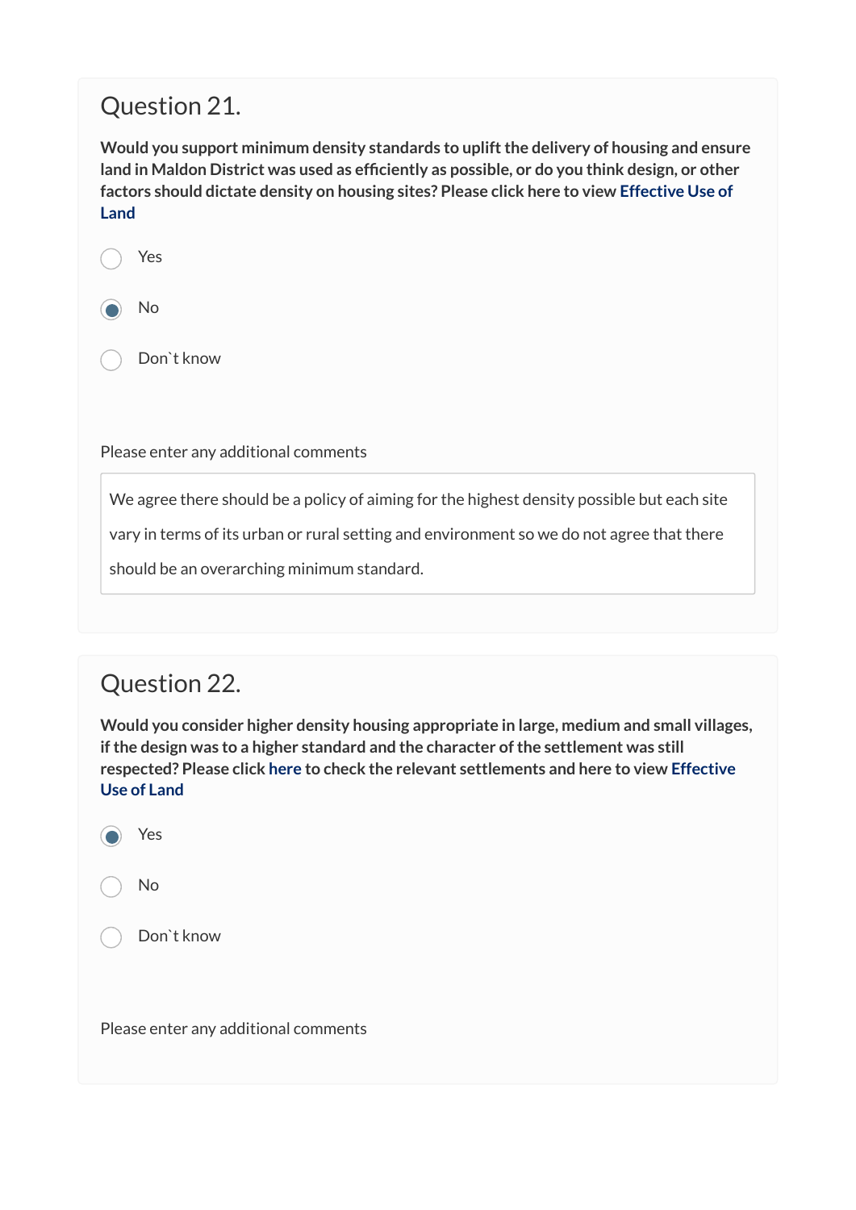## Question 21.

**Would you support minimum density standards to uplift the delivery of housing and ensure land in Maldon District was used as efficiently as possible, or do you think design, or other factors should dictate density on housing sites? Please click here to view Effective Use of Land**

- ○ Yes
- ● No
- ○ Don`t know

Please enter any additional comments

We agree there should be a policy of aiming for the highest density possible but each site vary in terms of its urban or rural setting and environment so we do not agree that there should be an overarching minimum standard.

## Question 22.

**Would you consider higher density housing appropriate in large, medium and small villages, if the design was to a higher standard and the character of the settlement was still respected? Please click here to check the relevant settlements and here to view Effective Use of Land**

- ● Yes
- ○ No
- ○ Don`t know

Please enter any additional comments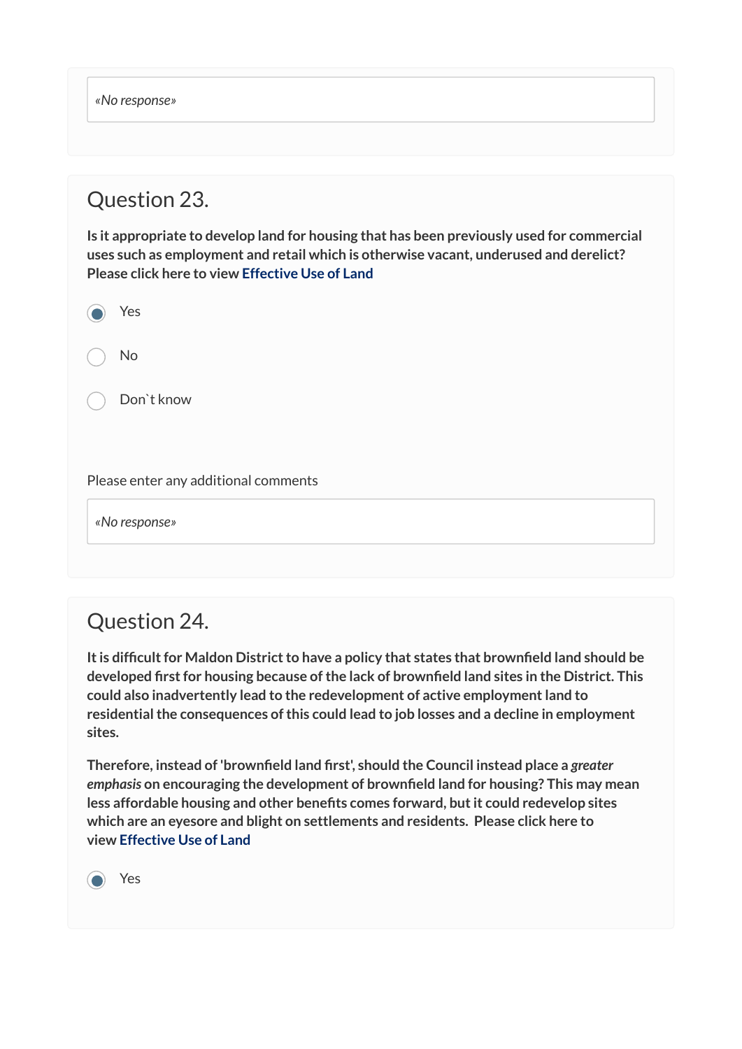*«No response»*

## Question 23.

**Is it appropriate to develop land for housing that has been previously used for commercial uses such as employment and retail which is otherwise vacant, underused and derelict? Please click here to view Effective Use of Land**

- (•) Yes
- ( ) No
- ( ) Don`t know

Please enter any additional comments

*«No response»*

## Question 24.

**It is difficult for Maldon District to have a policy that states that brownfield land should be developed first for housing because of the lack of brownfield land sites in the District. This could also inadvertently lead to the redevelopment of active employment land to residential the consequences of this could lead to job losses and a decline in employment sites.**

**Therefore, instead of 'brownfield land first', should the Council instead place a *greater emphasis* on encouraging the development of brownfield land for housing? This may mean less affordable housing and other benefits comes forward, but it could redevelop sites which are an eyesore and blight on settlements and residents. Please click here to view Effective Use of Land**

- (•) Yes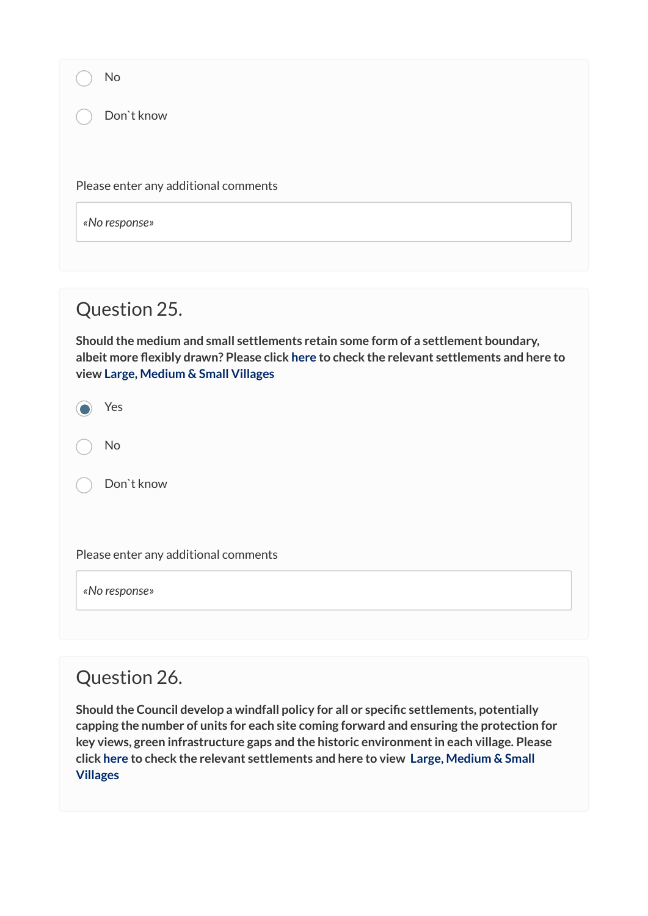- [ ] No
- [ ] Don`t know

Please enter any additional comments

*«No response»*

## Question 25.

**Should the medium and small settlements retain some form of a settlement boundary, albeit more flexibly drawn? Please click here to check the relevant settlements and here to view Large, Medium & Small Villages**

- [x] Yes
- [ ] No
- [ ] Don`t know

Please enter any additional comments

*«No response»*

## Question 26.

**Should the Council develop a windfall policy for all or specific settlements, potentially capping the number of units for each site coming forward and ensuring the protection for key views, green infrastructure gaps and the historic environment in each village. Please click here to check the relevant settlements and here to view Large, Medium & Small Villages**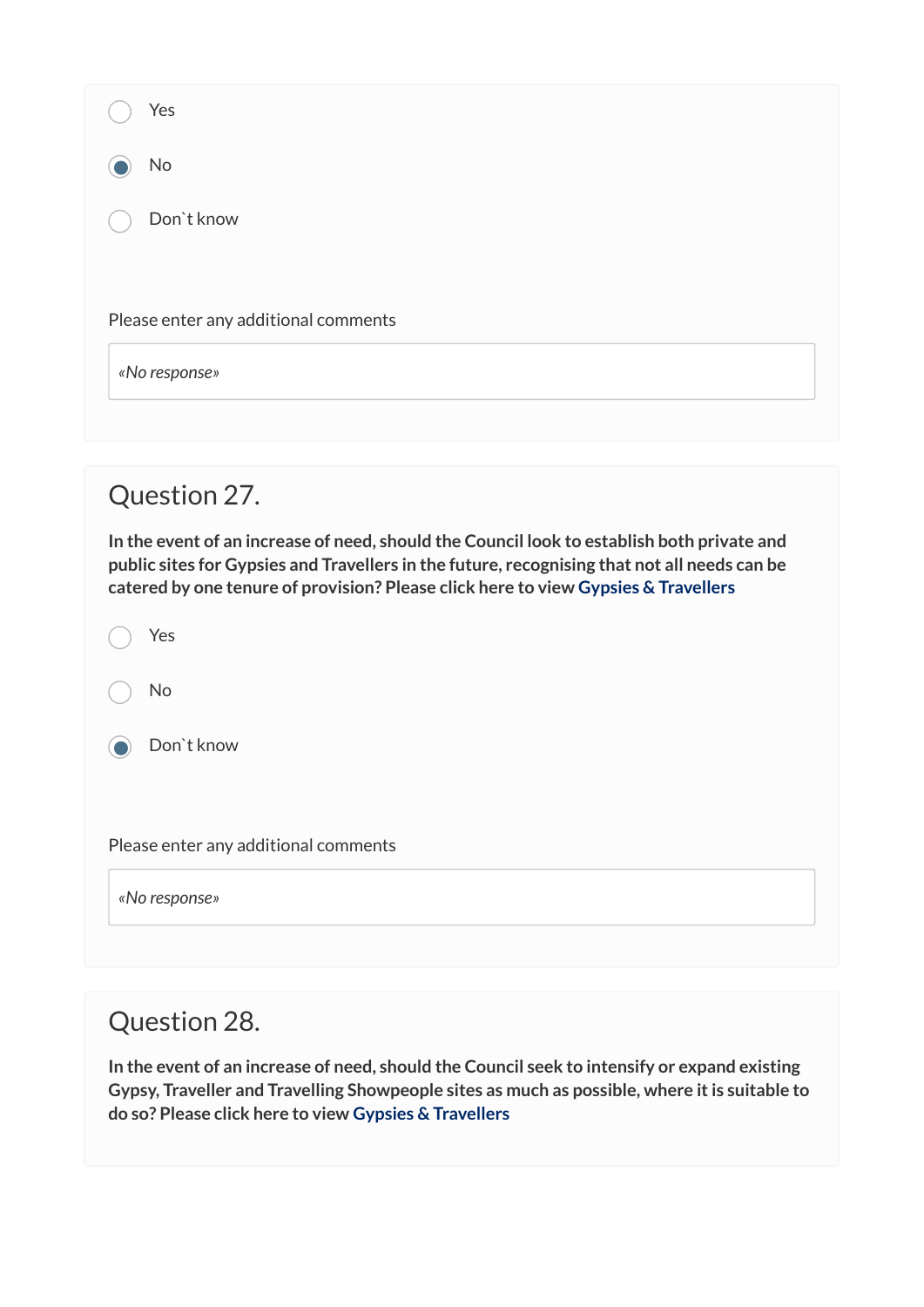- ( ) Yes
- (•) No
- ( ) Don`t know

Please enter any additional comments

*«No response»*

## Question 27.

**In the event of an increase of need, should the Council look to establish both private and public sites for Gypsies and Travellers in the future, recognising that not all needs can be catered by one tenure of provision? Please click here to view Gypsies & Travellers**

- ( ) Yes
- ( ) No
- (•) Don`t know

Please enter any additional comments

*«No response»*

## Question 28.

**In the event of an increase of need, should the Council seek to intensify or expand existing Gypsy, Traveller and Travelling Showpeople sites as much as possible, where it is suitable to do so? Please click here to view Gypsies & Travellers**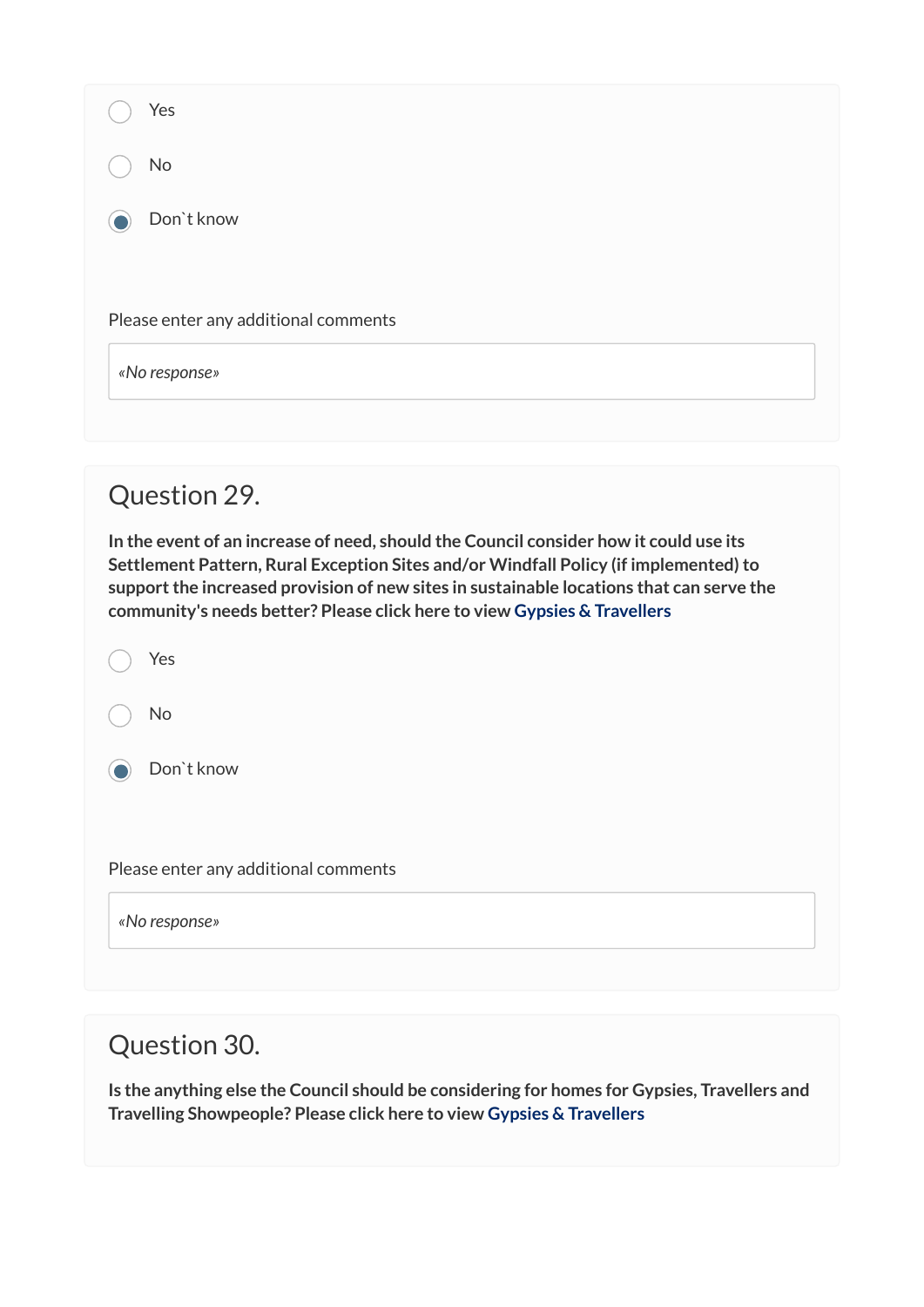- ( ) Yes
- ( ) No
- (•) Don`t know

Please enter any additional comments

*«No response»*

## Question 29.

**In the event of an increase of need, should the Council consider how it could use its Settlement Pattern, Rural Exception Sites and/or Windfall Policy (if implemented) to support the increased provision of new sites in sustainable locations that can serve the community's needs better? Please click here to view Gypsies & Travellers**

- ( ) Yes
- ( ) No
- (•) Don`t know

Please enter any additional comments

*«No response»*

## Question 30.

**Is the anything else the Council should be considering for homes for Gypsies, Travellers and Travelling Showpeople? Please click here to view Gypsies & Travellers**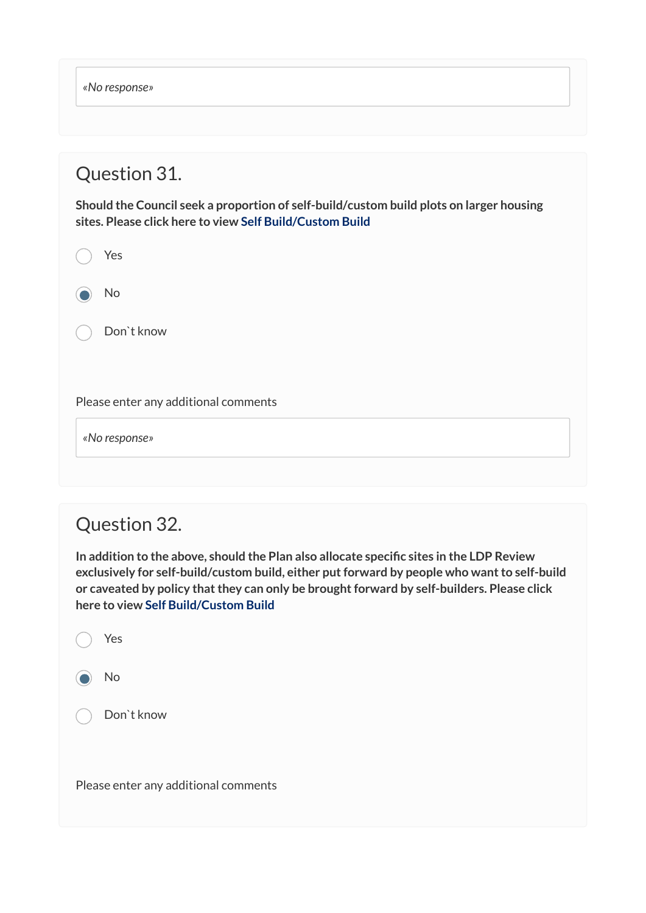«No response»

## Question 31.

**Should the Council seek a proportion of self-build/custom build plots on larger housing sites. Please click here to view Self Build/Custom Build**

- ○ Yes
- ◉ No
- ○ Don`t know

Please enter any additional comments

«No response»

## Question 32.

**In addition to the above, should the Plan also allocate specific sites in the LDP Review exclusively for self-build/custom build, either put forward by people who want to self-build or caveated by policy that they can only be brought forward by self-builders. Please click here to view Self Build/Custom Build**

- ○ Yes
- ◉ No
- ○ Don`t know

Please enter any additional comments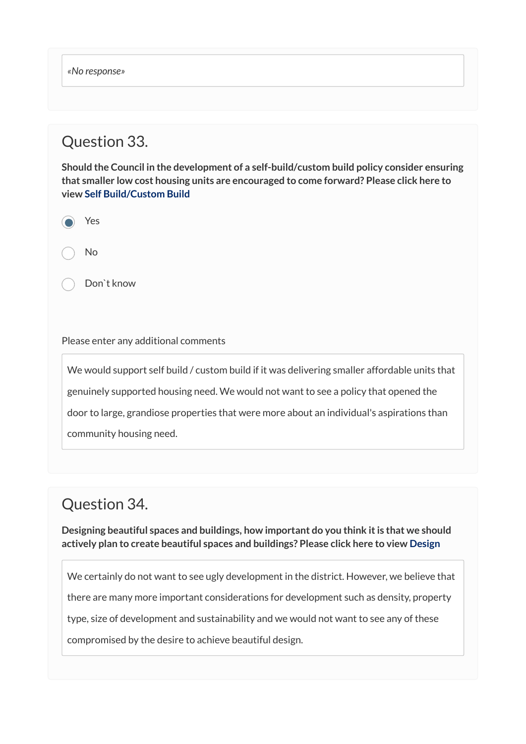«No response»

## Question 33.

**Should the Council in the development of a self-build/custom build policy consider ensuring that smaller low cost housing units are encouraged to come forward? Please click here to view Self Build/Custom Build**

- (x) Yes
- ( ) No
- ( ) Don`t know

Please enter any additional comments

We would support self build / custom build if it was delivering smaller affordable units that genuinely supported housing need. We would not want to see a policy that opened the door to large, grandiose properties that were more about an individual's aspirations than community housing need.

## Question 34.

**Designing beautiful spaces and buildings, how important do you think it is that we should actively plan to create beautiful spaces and buildings? Please click here to view Design**

We certainly do not want to see ugly development in the district. However, we believe that there are many more important considerations for development such as density, property type, size of development and sustainability and we would not want to see any of these compromised by the desire to achieve beautiful design.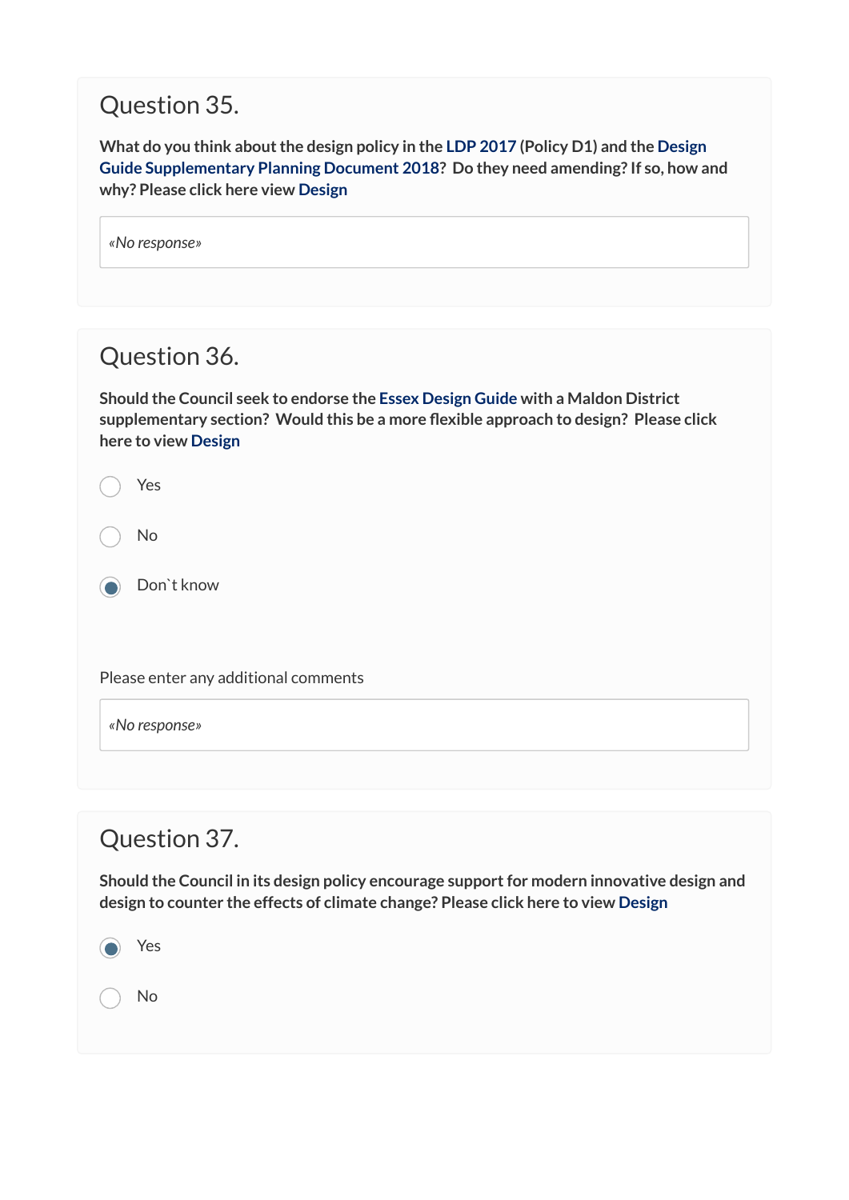## Question 35.

**What do you think about the design policy in the LDP 2017 (Policy D1) and the Design Guide Supplementary Planning Document 2018? Do they need amending? If so, how and why? Please click here view Design**

*«No response»*

## Question 36.

**Should the Council seek to endorse the Essex Design Guide with a Maldon District supplementary section? Would this be a more flexible approach to design? Please click here to view Design**

- ○ Yes
- ○ No
- ◉ Don`t know

Please enter any additional comments

*«No response»*

## Question 37.

**Should the Council in its design policy encourage support for modern innovative design and design to counter the effects of climate change? Please click here to view Design**

- ◉ Yes
- ○ No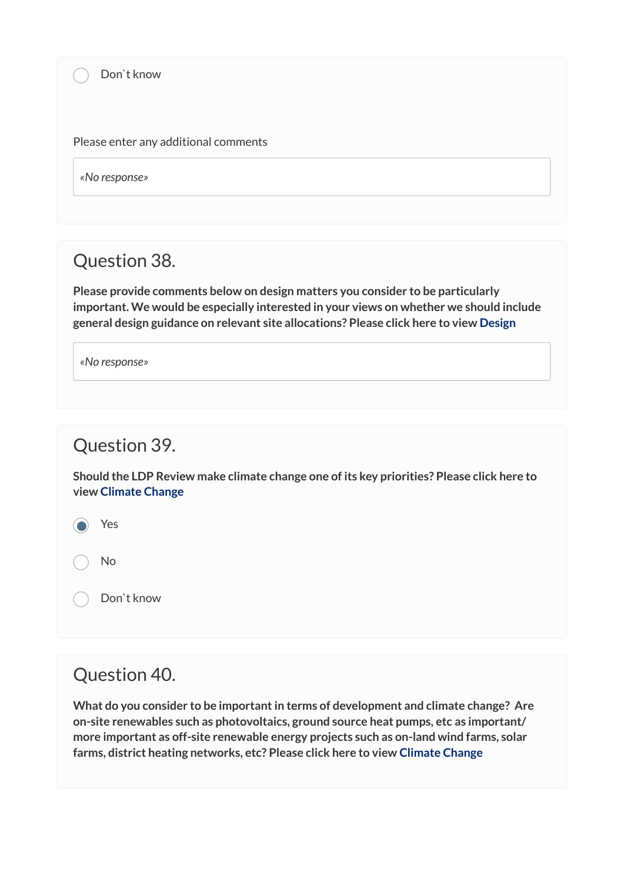- ○ Don`t know

Please enter any additional comments

*«No response»*

## Question 38.

**Please provide comments below on design matters you consider to be particularly important. We would be especially interested in your views on whether we should include general design guidance on relevant site allocations? Please click here to view Design**

*«No response»*

## Question 39.

**Should the LDP Review make climate change one of its key priorities? Please click here to view Climate Change**

- ◉ Yes
- ○ No
- ○ Don`t know

## Question 40.

**What do you consider to be important in terms of development and climate change? Are on-site renewables such as photovoltaics, ground source heat pumps, etc as important/ more important as off-site renewable energy projects such as on-land wind farms, solar farms, district heating networks, etc? Please click here to view Climate Change**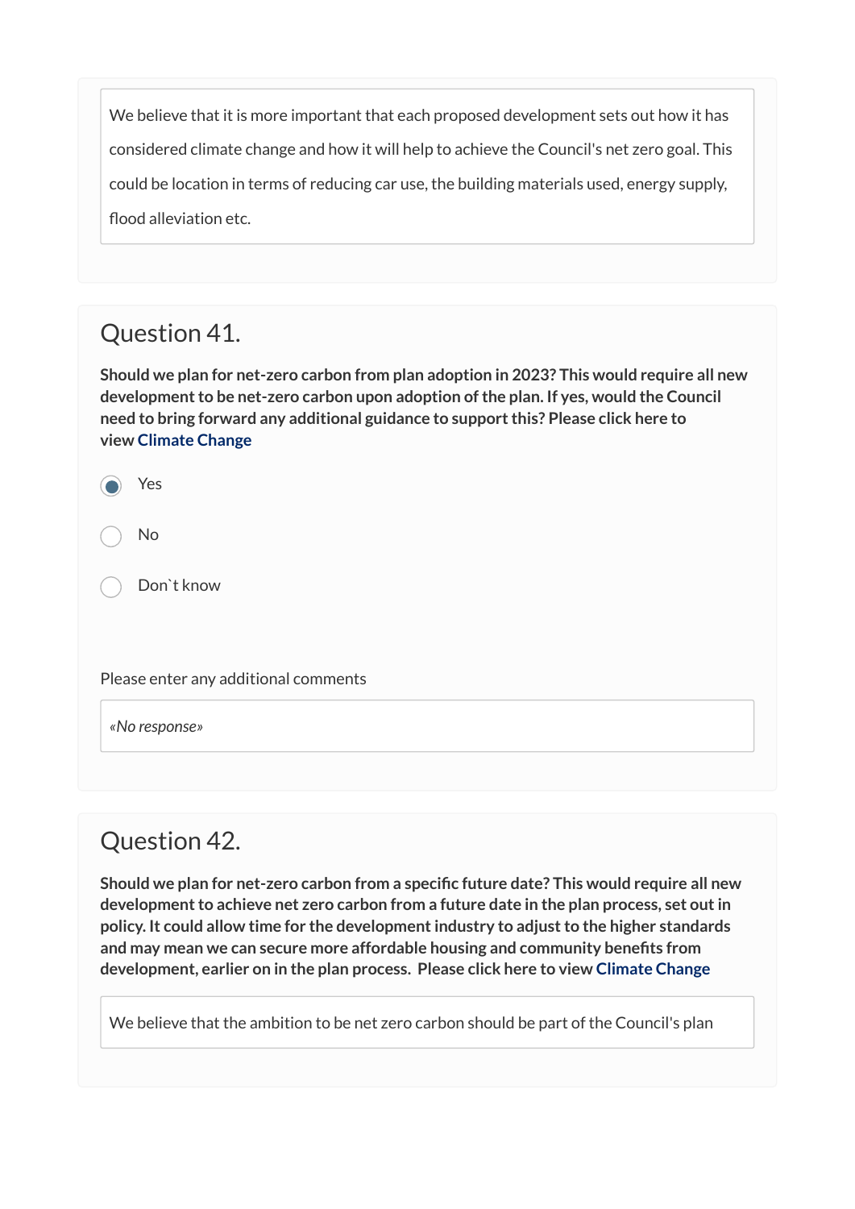We believe that it is more important that each proposed development sets out how it has considered climate change and how it will help to achieve the Council's net zero goal. This could be location in terms of reducing car use, the building materials used, energy supply, flood alleviation etc.

## Question 41.

**Should we plan for net-zero carbon from plan adoption in 2023? This would require all new development to be net-zero carbon upon adoption of the plan. If yes, would the Council need to bring forward any additional guidance to support this? Please click here to view Climate Change**

- (●) Yes
- ( ) No
- ( ) Don`t know

Please enter any additional comments

*«No response»*

## Question 42.

**Should we plan for net-zero carbon from a specific future date? This would require all new development to achieve net zero carbon from a future date in the plan process, set out in policy. It could allow time for the development industry to adjust to the higher standards and may mean we can secure more affordable housing and community benefits from development, earlier on in the plan process. Please click here to view Climate Change**

We believe that the ambition to be net zero carbon should be part of the Council's plan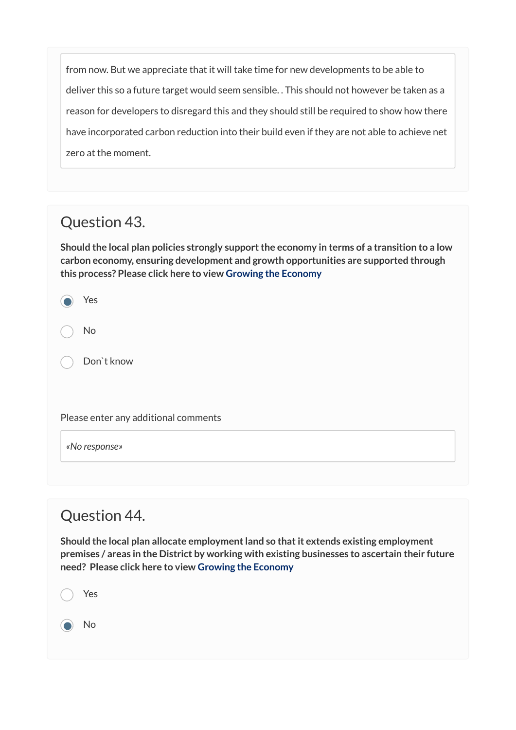from now. But we appreciate that it will take time for new developments to be able to deliver this so a future target would seem sensible. . This should not however be taken as a reason for developers to disregard this and they should still be required to show how there have incorporated carbon reduction into their build even if they are not able to achieve net zero at the moment.

## Question 43.

**Should the local plan policies strongly support the economy in terms of a transition to a low carbon economy, ensuring development and growth opportunities are supported through this process? Please click here to view Growing the Economy**

- (x) Yes
- ( ) No
- ( ) Don`t know

Please enter any additional comments

*«No response»*

## Question 44.

**Should the local plan allocate employment land so that it extends existing employment premises / areas in the District by working with existing businesses to ascertain their future need? Please click here to view Growing the Economy**

- ( ) Yes
- (x) No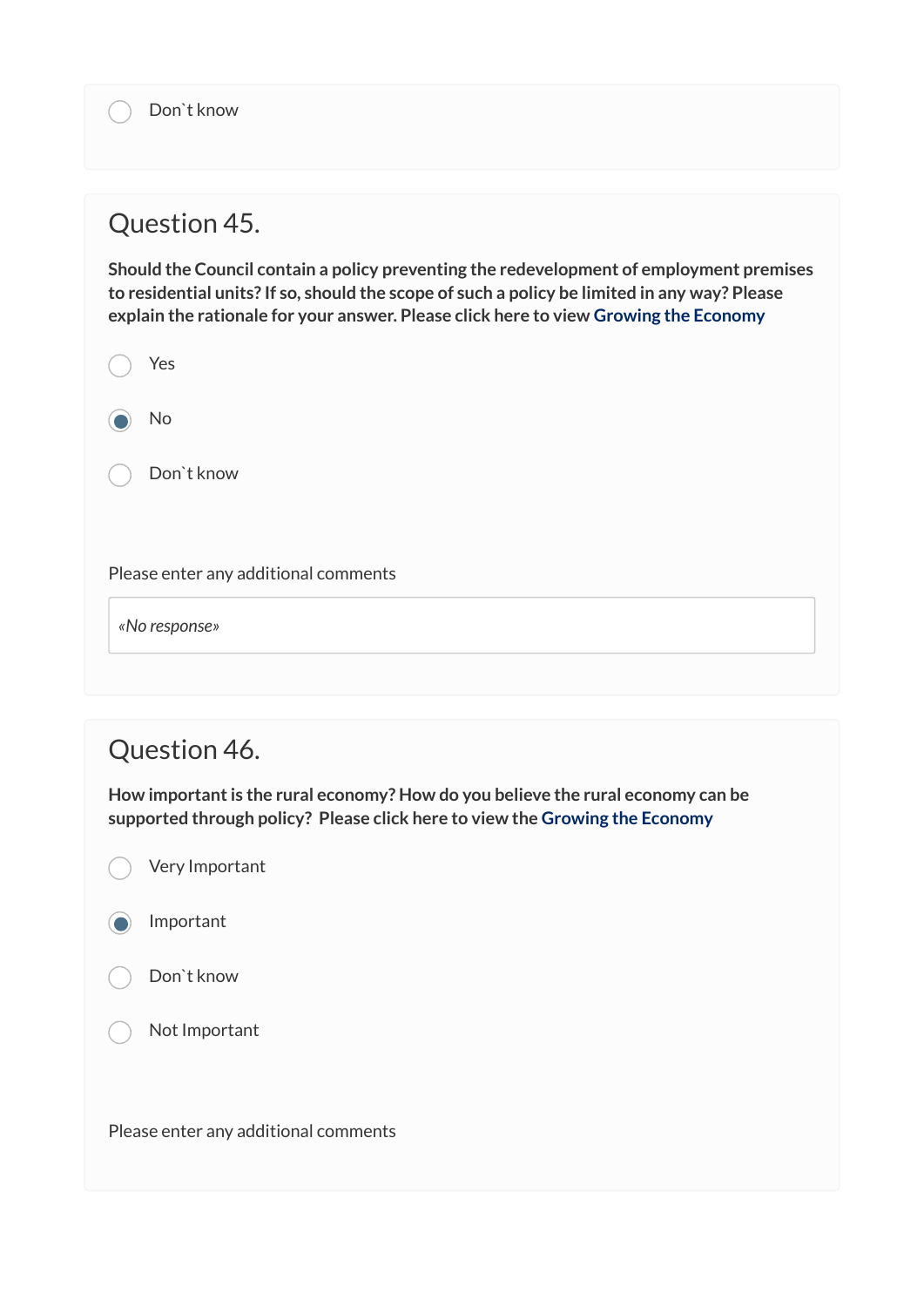- ( ) Don`t know

## Question 45.

**Should the Council contain a policy preventing the redevelopment of employment premises to residential units? If so, should the scope of such a policy be limited in any way? Please explain the rationale for your answer. Please click here to view Growing the Economy**

- ( ) Yes
- (•) No
- ( ) Don`t know

Please enter any additional comments

*«No response»*

## Question 46.

**How important is the rural economy? How do you believe the rural economy can be supported through policy? Please click here to view the Growing the Economy**

- ( ) Very Important
- (•) Important
- ( ) Don`t know
- ( ) Not Important

Please enter any additional comments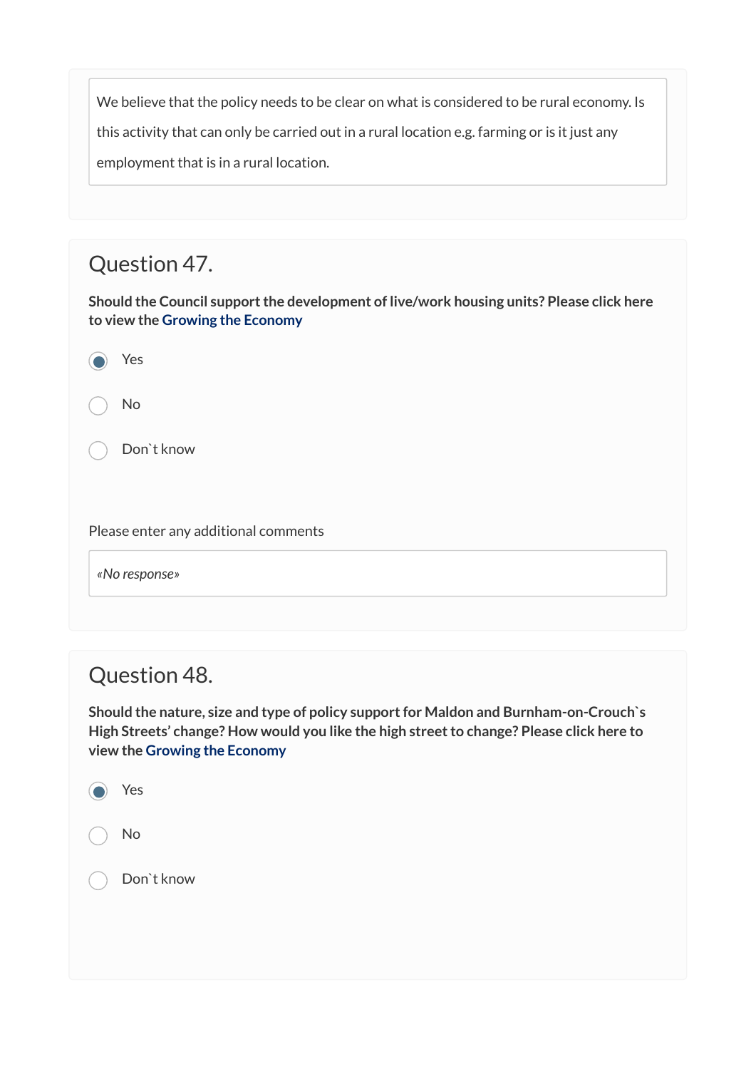We believe that the policy needs to be clear on what is considered to be rural economy. Is this activity that can only be carried out in a rural location e.g. farming or is it just any employment that is in a rural location.

## Question 47.

**Should the Council support the development of live/work housing units? Please click here to view the Growing the Economy**

- (x) Yes
- ( ) No
- ( ) Don`t know

Please enter any additional comments

*«No response»*

## Question 48.

**Should the nature, size and type of policy support for Maldon and Burnham-on-Crouch`s High Streets' change? How would you like the high street to change? Please click here to view the Growing the Economy**

- (x) Yes
- ( ) No
- ( ) Don`t know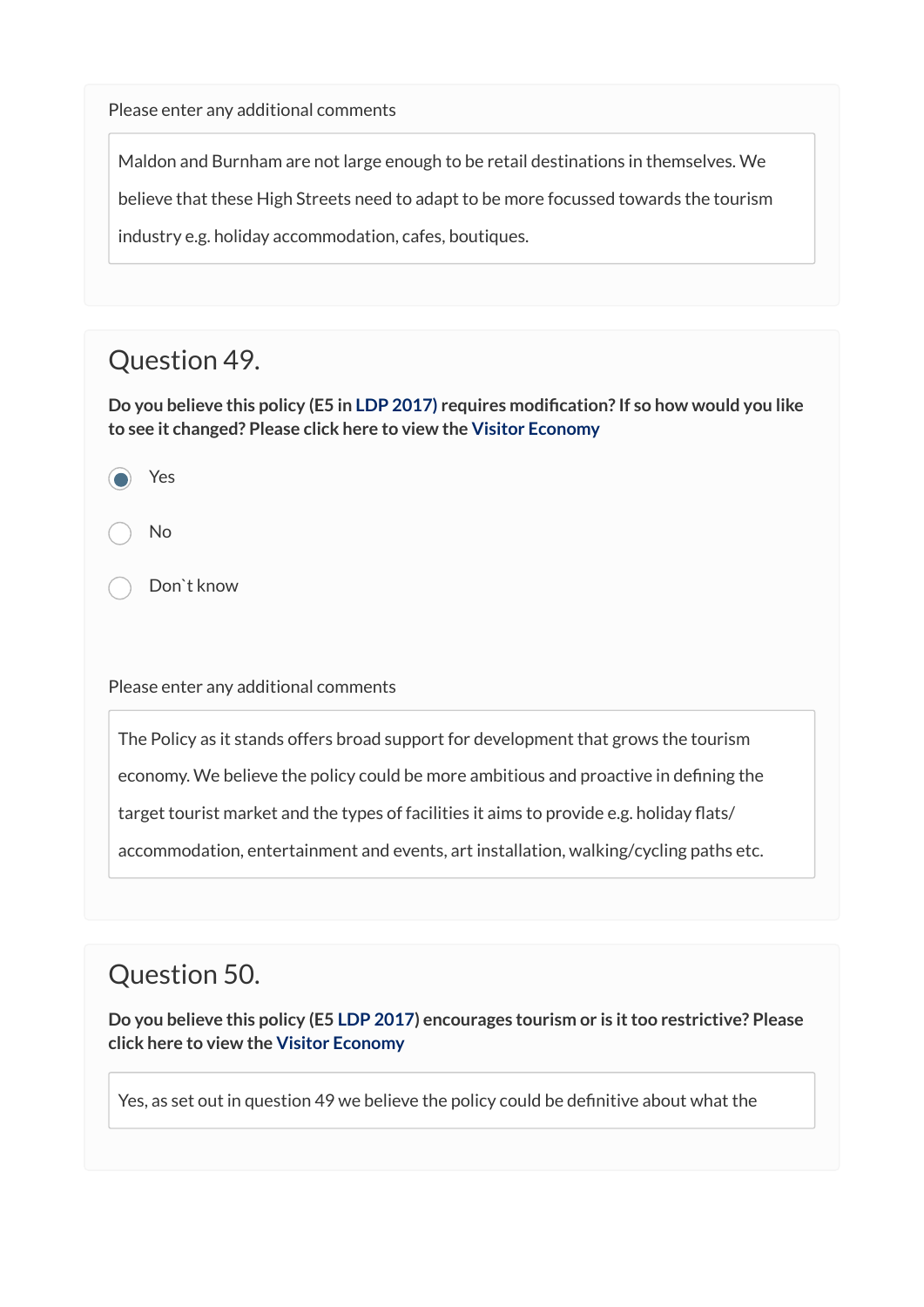Please enter any additional comments

Maldon and Burnham are not large enough to be retail destinations in themselves. We believe that these High Streets need to adapt to be more focussed towards the tourism industry e.g. holiday accommodation, cafes, boutiques.

## Question 49.

**Do you believe this policy (E5 in LDP 2017) requires modification? If so how would you like to see it changed? Please click here to view the Visitor Economy**

- (x) Yes
- ( ) No
- ( ) Don`t know

Please enter any additional comments

The Policy as it stands offers broad support for development that grows the tourism economy. We believe the policy could be more ambitious and proactive in defining the target tourist market and the types of facilities it aims to provide e.g. holiday flats/ accommodation, entertainment and events, art installation, walking/cycling paths etc.

## Question 50.

**Do you believe this policy (E5 LDP 2017) encourages tourism or is it too restrictive? Please click here to view the Visitor Economy**

Yes, as set out in question 49 we believe the policy could be definitive about what the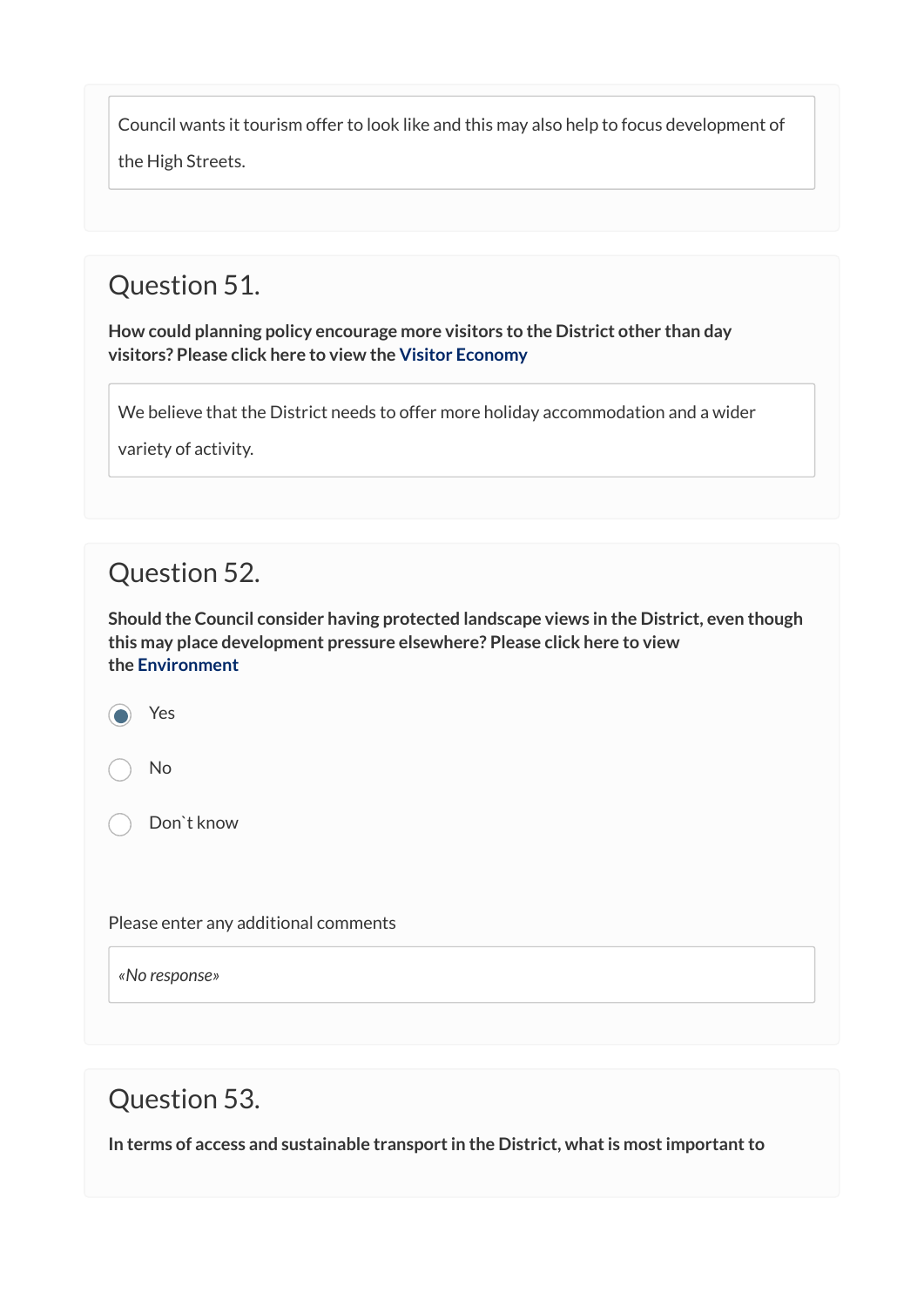Council wants it tourism offer to look like and this may also help to focus development of the High Streets.

## Question 51.

**How could planning policy encourage more visitors to the District other than day visitors? Please click here to view the Visitor Economy**

We believe that the District needs to offer more holiday accommodation and a wider variety of activity.

## Question 52.

**Should the Council consider having protected landscape views in the District, even though this may place development pressure elsewhere? Please click here to view the Environment**

- (x) Yes
- ( ) No
- ( ) Don`t know

Please enter any additional comments

*«No response»*

## Question 53.

**In terms of access and sustainable transport in the District, what is most important to**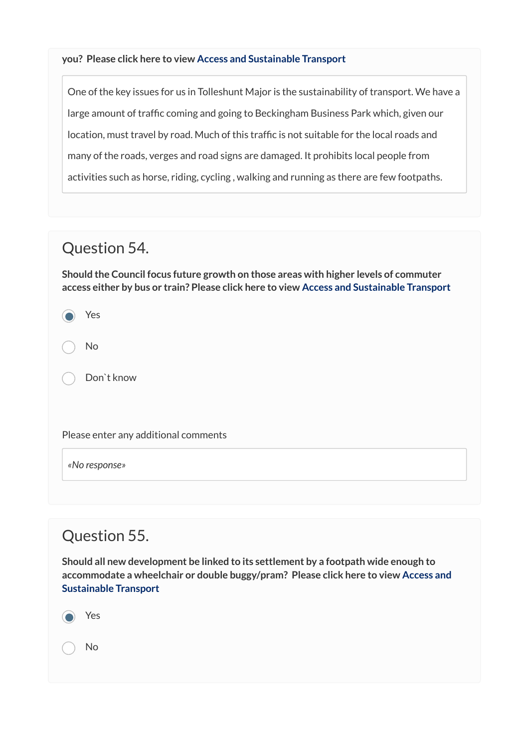**you? Please click here to view Access and Sustainable Transport**

> One of the key issues for us in Tolleshunt Major is the sustainability of transport. We have a large amount of traffic coming and going to Beckingham Business Park which, given our location, must travel by road. Much of this traffic is not suitable for the local roads and many of the roads, verges and road signs are damaged. It prohibits local people from activities such as horse, riding, cycling , walking and running as there are few footpaths.

## Question 54.

**Should the Council focus future growth on those areas with higher levels of commuter access either by bus or train? Please click here to view Access and Sustainable Transport**

- (●) Yes
- ( ) No
- ( ) Don`t know

Please enter any additional comments

> *«No response»*

## Question 55.

**Should all new development be linked to its settlement by a footpath wide enough to accommodate a wheelchair or double buggy/pram? Please click here to view Access and Sustainable Transport**

- (●) Yes
- ( ) No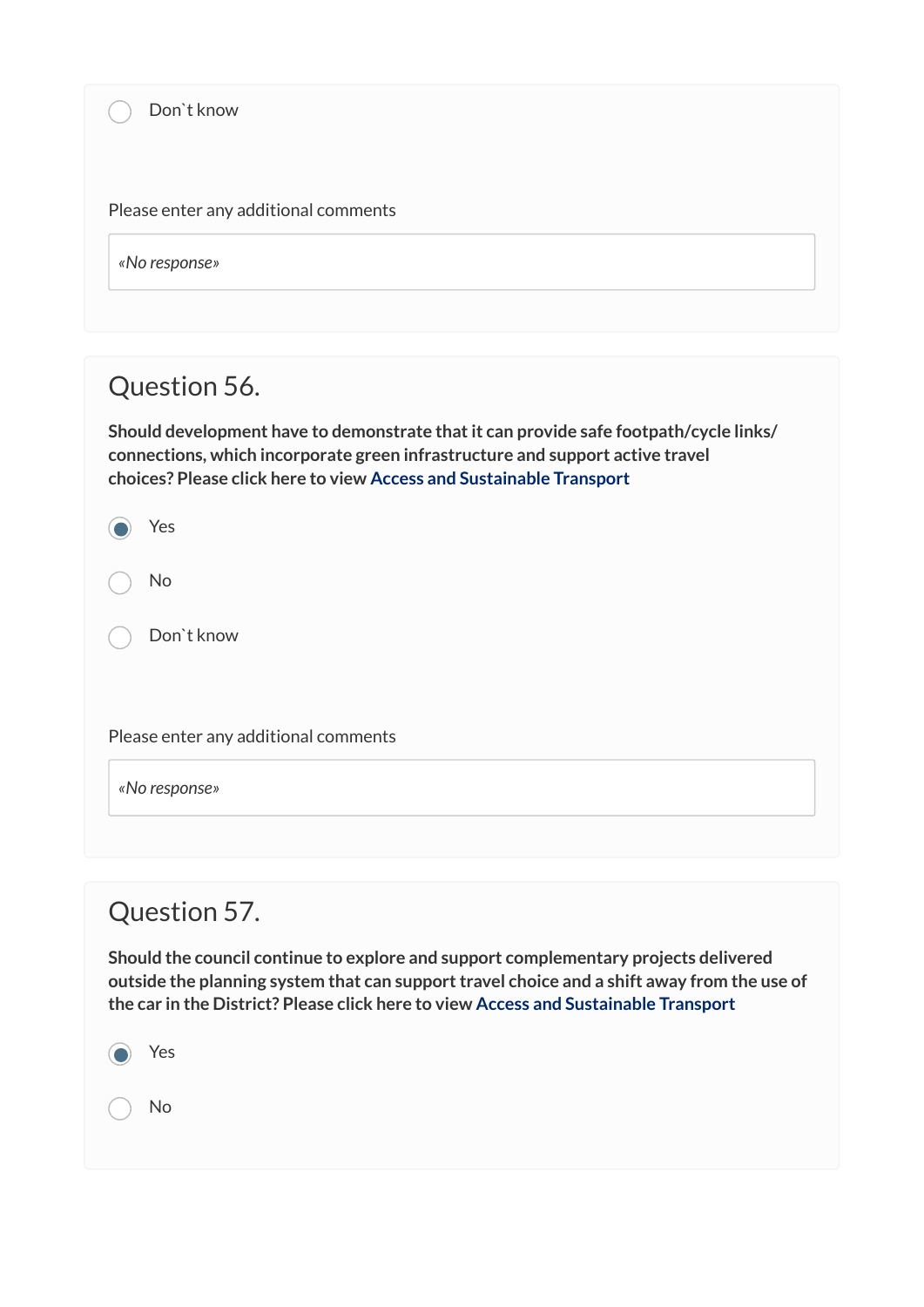- [ ] Don`t know

Please enter any additional comments

*«No response»*

## Question 56.

**Should development have to demonstrate that it can provide safe footpath/cycle links/ connections, which incorporate green infrastructure and support active travel choices? Please click here to view Access and Sustainable Transport**

- [x] Yes
- [ ] No
- [ ] Don`t know

Please enter any additional comments

*«No response»*

## Question 57.

**Should the council continue to explore and support complementary projects delivered outside the planning system that can support travel choice and a shift away from the use of the car in the District? Please click here to view Access and Sustainable Transport**

- [x] Yes
- [ ] No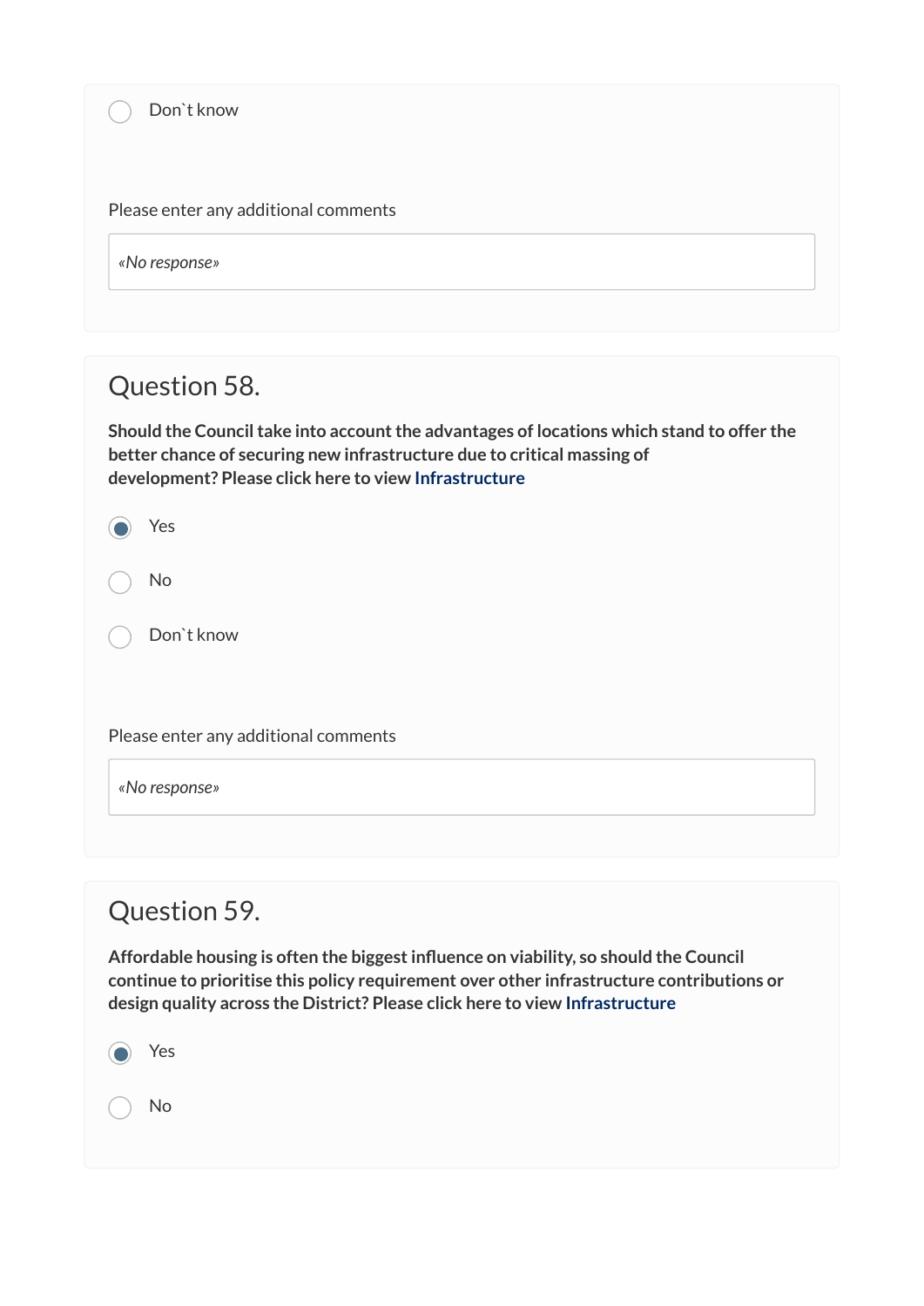- ○ Don`t know

Please enter any additional comments

*«No response»*

## Question 58.

**Should the Council take into account the advantages of locations which stand to offer the better chance of securing new infrastructure due to critical massing of development? Please click here to view Infrastructure**

- ◉ Yes
- ○ No
- ○ Don`t know

Please enter any additional comments

*«No response»*

## Question 59.

**Affordable housing is often the biggest influence on viability, so should the Council continue to prioritise this policy requirement over other infrastructure contributions or design quality across the District? Please click here to view Infrastructure**

- ◉ Yes
- ○ No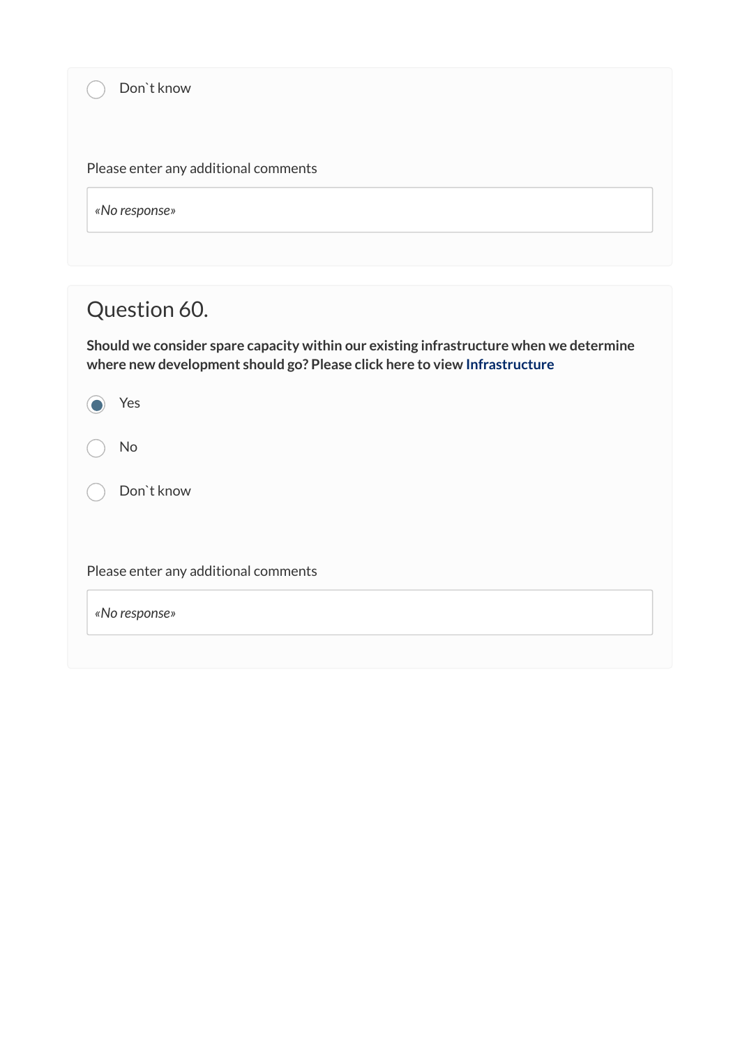- ○ Don`t know

Please enter any additional comments

*«No response»*

## Question 60.

**Should we consider spare capacity within our existing infrastructure when we determine where new development should go? Please click here to view Infrastructure**

- ◉ Yes
- ○ No
- ○ Don`t know

Please enter any additional comments

*«No response»*